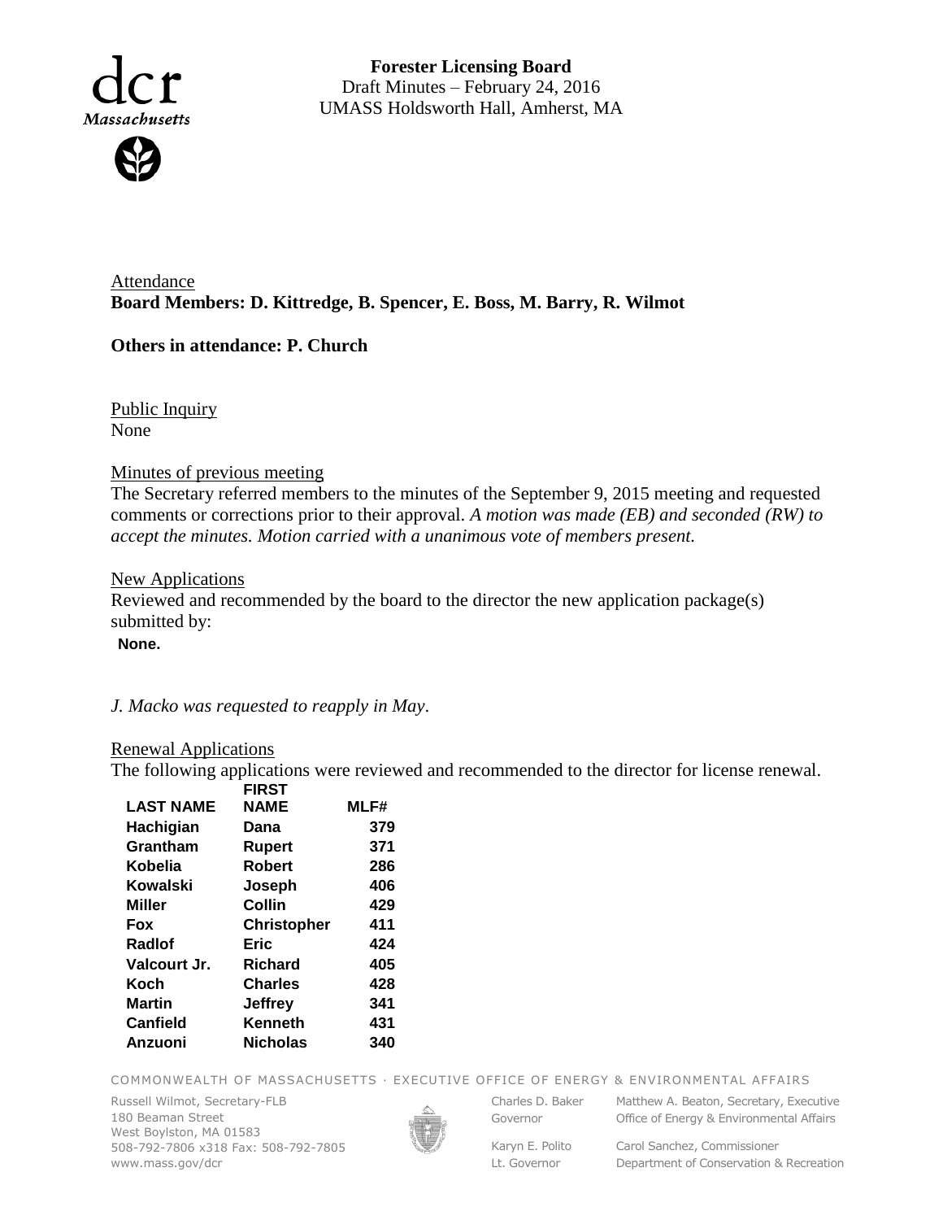**Forester Licensing Board**
Draft Minutes – February 24, 2016
UMASS Holdsworth Hall, Amherst, MA

Attendance
**Board Members: D. Kittredge, B. Spencer, E. Boss, M. Barry, R. Wilmot**

**Others in attendance: P. Church**

Public Inquiry
None

Minutes of previous meeting
The Secretary referred members to the minutes of the September 9, 2015 meeting and requested comments or corrections prior to their approval. *A motion was made (EB) and seconded (RW) to accept the minutes. Motion carried with a unanimous vote of members present.*

New Applications
Reviewed and recommended by the board to the director the new application package(s) submitted by:
**None.**

*J. Macko was requested to reapply in May.*

Renewal Applications
The following applications were reviewed and recommended to the director for license renewal.

| LAST NAME | FIRST NAME | MLF# |
|---|---|---|
| Hachigian | Dana | 379 |
| Grantham | Rupert | 371 |
| Kobelia | Robert | 286 |
| Kowalski | Joseph | 406 |
| Miller | Collin | 429 |
| Fox | Christopher | 411 |
| Radlof | Eric | 424 |
| Valcourt Jr. | Richard | 405 |
| Koch | Charles | 428 |
| Martin | Jeffrey | 341 |
| Canfield | Kenneth | 431 |
| Anzuoni | Nicholas | 340 |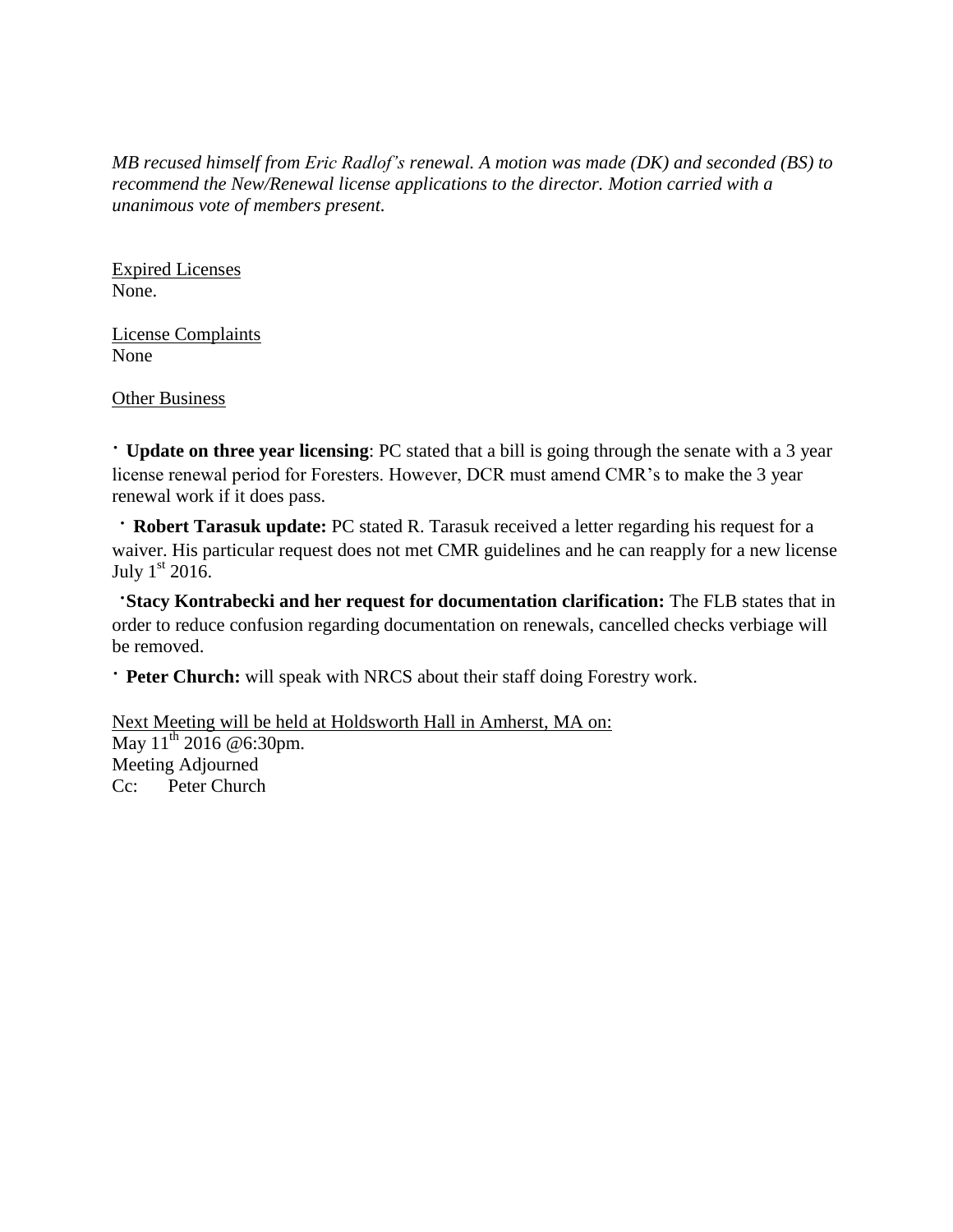*MB recused himself from Eric Radlof's renewal. A motion was made (DK) and seconded (BS) to recommend the New/Renewal license applications to the director. Motion carried with a unanimous vote of members present.*

Expired Licenses
None.

License Complaints
None

Other Business

- **Update on three year licensing**: PC stated that a bill is going through the senate with a 3 year license renewal period for Foresters. However, DCR must amend CMR's to make the 3 year renewal work if it does pass.
- **Robert Tarasuk update:** PC stated R. Tarasuk received a letter regarding his request for a waiver. His particular request does not met CMR guidelines and he can reapply for a new license July 1st 2016.
- **Stacy Kontrabecki and her request for documentation clarification:** The FLB states that in order to reduce confusion regarding documentation on renewals, cancelled checks verbiage will be removed.
- **Peter Church:** will speak with NRCS about their staff doing Forestry work.

Next Meeting will be held at Holdsworth Hall in Amherst, MA on:
May 11th 2016 @6:30pm.
Meeting Adjourned
Cc: Peter Church